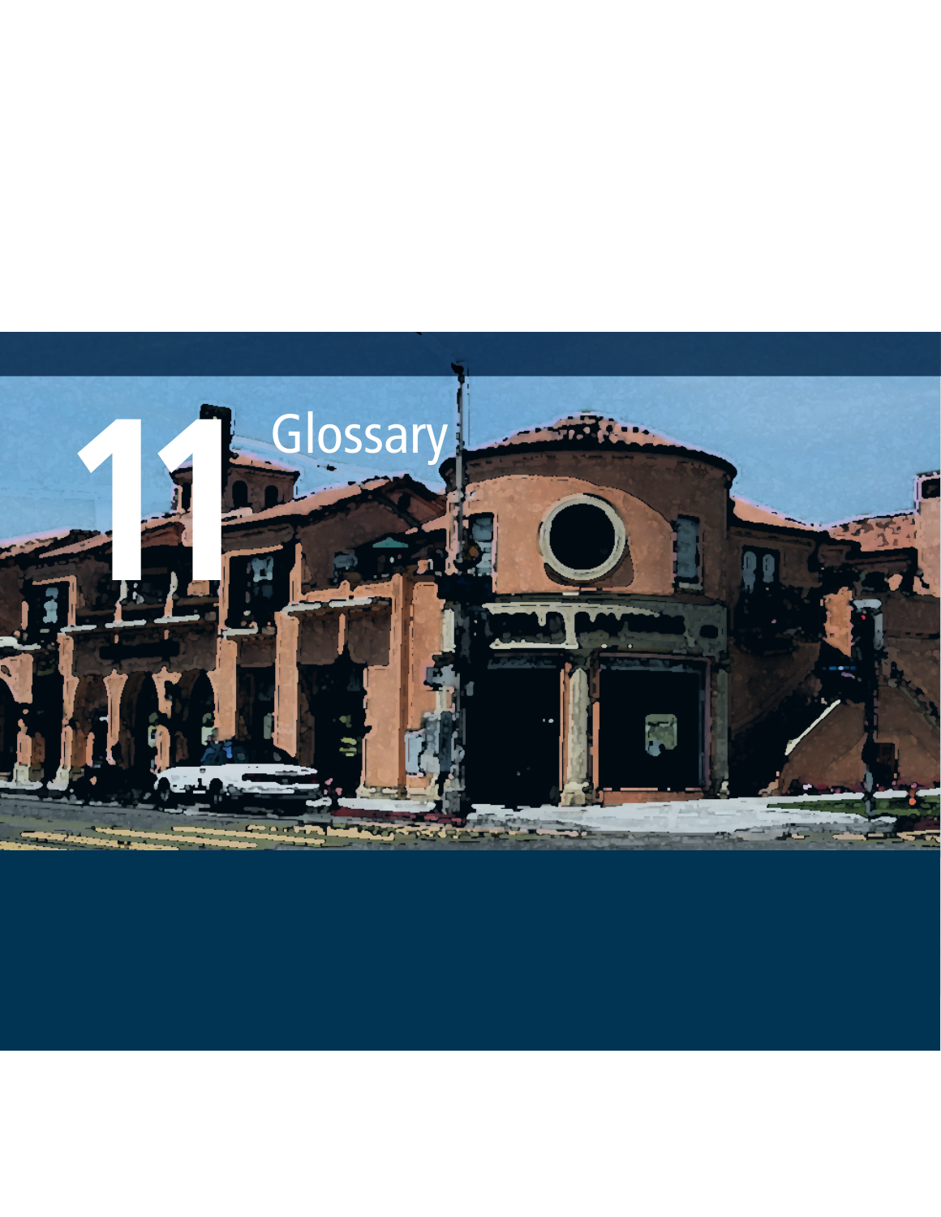# 11 Glossary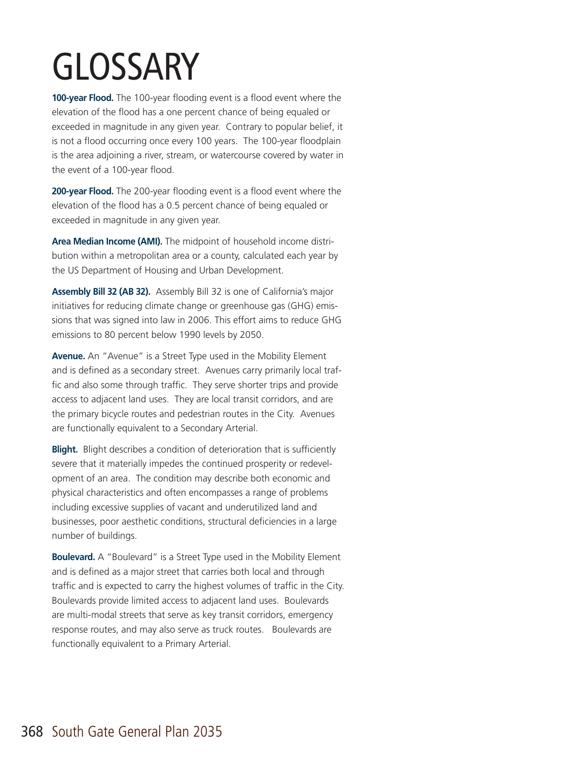# GLOSSARY

**100-year Flood.** The 100-year flooding event is a flood event where the elevation of the flood has a one percent chance of being equaled or exceeded in magnitude in any given year. Contrary to popular belief, it is not a flood occurring once every 100 years. The 100-year floodplain is the area adjoining a river, stream, or watercourse covered by water in the event of a 100-year flood.

**200-year Flood.** The 200-year flooding event is a flood event where the elevation of the flood has a 0.5 percent chance of being equaled or exceeded in magnitude in any given year.

**Area Median Income (AMI).** The midpoint of household income distribution within a metropolitan area or a county, calculated each year by the US Department of Housing and Urban Development.

**Assembly Bill 32 (AB 32).** Assembly Bill 32 is one of California's major initiatives for reducing climate change or greenhouse gas (GHG) emissions that was signed into law in 2006. This effort aims to reduce GHG emissions to 80 percent below 1990 levels by 2050.

**Avenue.** An "Avenue" is a Street Type used in the Mobility Element and is defined as a secondary street. Avenues carry primarily local traffic and also some through traffic. They serve shorter trips and provide access to adjacent land uses. They are local transit corridors, and are the primary bicycle routes and pedestrian routes in the City. Avenues are functionally equivalent to a Secondary Arterial.

**Blight.** Blight describes a condition of deterioration that is sufficiently severe that it materially impedes the continued prosperity or redevelopment of an area. The condition may describe both economic and physical characteristics and often encompasses a range of problems including excessive supplies of vacant and underutilized land and businesses, poor aesthetic conditions, structural deficiencies in a large number of buildings.

**Boulevard.** A "Boulevard" is a Street Type used in the Mobility Element and is defined as a major street that carries both local and through traffic and is expected to carry the highest volumes of traffic in the City. Boulevards provide limited access to adjacent land uses. Boulevards are multi-modal streets that serve as key transit corridors, emergency response routes, and may also serve as truck routes. Boulevards are functionally equivalent to a Primary Arterial.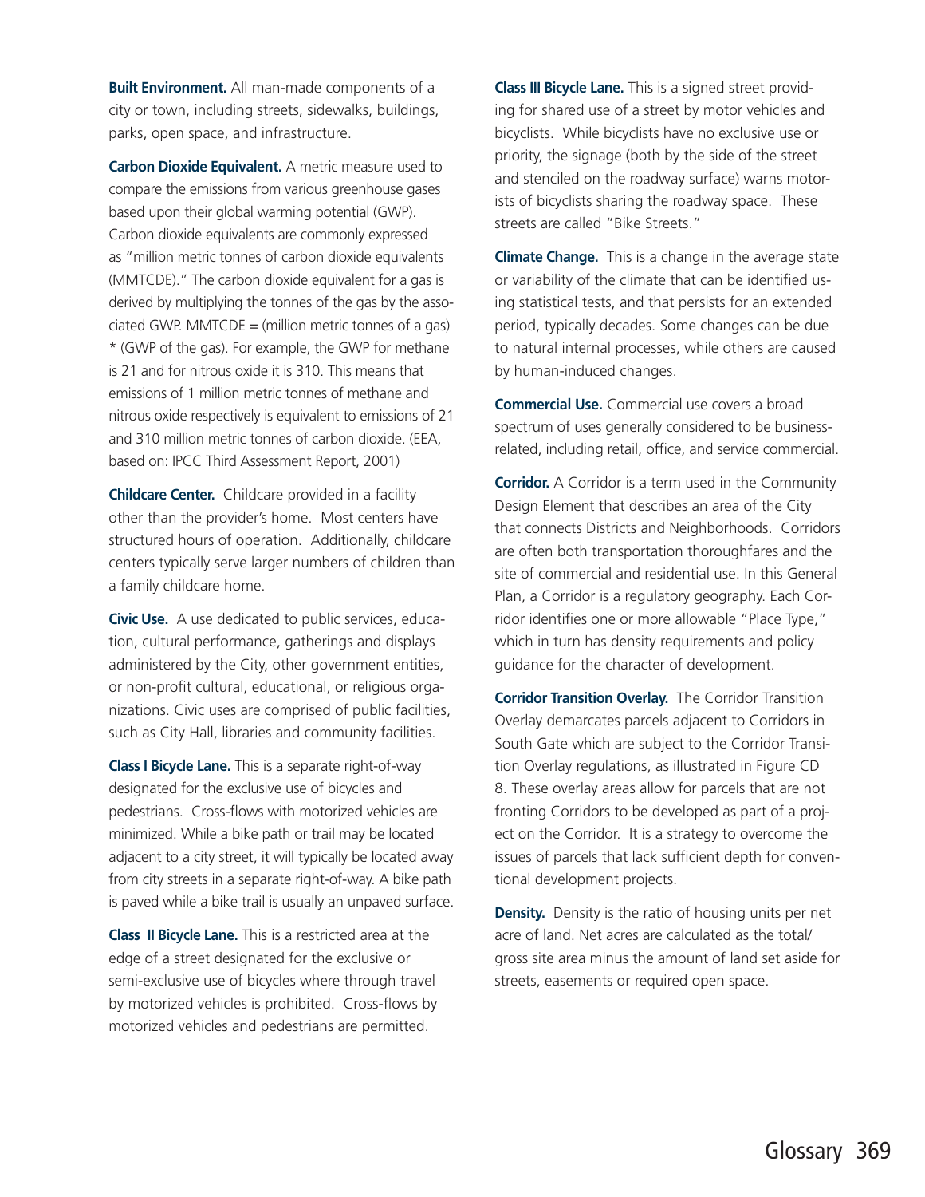**Built Environment.** All man-made components of a city or town, including streets, sidewalks, buildings, parks, open space, and infrastructure.

**Carbon Dioxide Equivalent.** A metric measure used to compare the emissions from various greenhouse gases based upon their global warming potential (GWP). Carbon dioxide equivalents are commonly expressed as "million metric tonnes of carbon dioxide equivalents (MMTCDE)." The carbon dioxide equivalent for a gas is derived by multiplying the tonnes of the gas by the associated GWP. MMTCDE = (million metric tonnes of a gas) * (GWP of the gas). For example, the GWP for methane is 21 and for nitrous oxide it is 310. This means that emissions of 1 million metric tonnes of methane and nitrous oxide respectively is equivalent to emissions of 21 and 310 million metric tonnes of carbon dioxide. (EEA, based on: IPCC Third Assessment Report, 2001)

**Childcare Center.** Childcare provided in a facility other than the provider's home. Most centers have structured hours of operation. Additionally, childcare centers typically serve larger numbers of children than a family childcare home.

**Civic Use.** A use dedicated to public services, education, cultural performance, gatherings and displays administered by the City, other government entities, or non-profit cultural, educational, or religious organizations. Civic uses are comprised of public facilities, such as City Hall, libraries and community facilities.

**Class I Bicycle Lane.** This is a separate right-of-way designated for the exclusive use of bicycles and pedestrians. Cross-flows with motorized vehicles are minimized. While a bike path or trail may be located adjacent to a city street, it will typically be located away from city streets in a separate right-of-way. A bike path is paved while a bike trail is usually an unpaved surface.

**Class II Bicycle Lane.** This is a restricted area at the edge of a street designated for the exclusive or semi-exclusive use of bicycles where through travel by motorized vehicles is prohibited. Cross-flows by motorized vehicles and pedestrians are permitted.

**Class III Bicycle Lane.** This is a signed street providing for shared use of a street by motor vehicles and bicyclists. While bicyclists have no exclusive use or priority, the signage (both by the side of the street and stenciled on the roadway surface) warns motorists of bicyclists sharing the roadway space. These streets are called "Bike Streets."

**Climate Change.** This is a change in the average state or variability of the climate that can be identified using statistical tests, and that persists for an extended period, typically decades. Some changes can be due to natural internal processes, while others are caused by human-induced changes.

**Commercial Use.** Commercial use covers a broad spectrum of uses generally considered to be business-related, including retail, office, and service commercial.

**Corridor.** A Corridor is a term used in the Community Design Element that describes an area of the City that connects Districts and Neighborhoods. Corridors are often both transportation thoroughfares and the site of commercial and residential use. In this General Plan, a Corridor is a regulatory geography. Each Corridor identifies one or more allowable "Place Type," which in turn has density requirements and policy guidance for the character of development.

**Corridor Transition Overlay.** The Corridor Transition Overlay demarcates parcels adjacent to Corridors in South Gate which are subject to the Corridor Transition Overlay regulations, as illustrated in Figure CD 8. These overlay areas allow for parcels that are not fronting Corridors to be developed as part of a project on the Corridor. It is a strategy to overcome the issues of parcels that lack sufficient depth for conventional development projects.

**Density.** Density is the ratio of housing units per net acre of land. Net acres are calculated as the total/gross site area minus the amount of land set aside for streets, easements or required open space.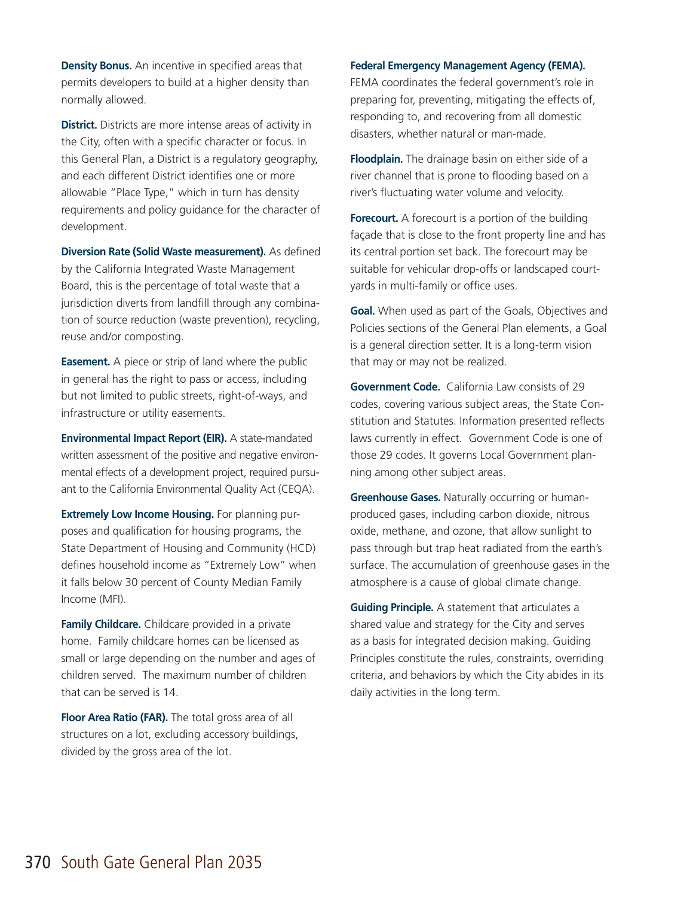**Density Bonus.** An incentive in specified areas that permits developers to build at a higher density than normally allowed.

**District.** Districts are more intense areas of activity in the City, often with a specific character or focus. In this General Plan, a District is a regulatory geography, and each different District identifies one or more allowable "Place Type," which in turn has density requirements and policy guidance for the character of development.

**Diversion Rate (Solid Waste measurement).** As defined by the California Integrated Waste Management Board, this is the percentage of total waste that a jurisdiction diverts from landfill through any combination of source reduction (waste prevention), recycling, reuse and/or composting.

**Easement.** A piece or strip of land where the public in general has the right to pass or access, including but not limited to public streets, right-of-ways, and infrastructure or utility easements.

**Environmental Impact Report (EIR).** A state-mandated written assessment of the positive and negative environmental effects of a development project, required pursuant to the California Environmental Quality Act (CEQA).

**Extremely Low Income Housing.** For planning purposes and qualification for housing programs, the State Department of Housing and Community (HCD) defines household income as "Extremely Low" when it falls below 30 percent of County Median Family Income (MFI).

**Family Childcare.** Childcare provided in a private home. Family childcare homes can be licensed as small or large depending on the number and ages of children served. The maximum number of children that can be served is 14.

**Floor Area Ratio (FAR).** The total gross area of all structures on a lot, excluding accessory buildings, divided by the gross area of the lot.

**Federal Emergency Management Agency (FEMA).** FEMA coordinates the federal government's role in preparing for, preventing, mitigating the effects of, responding to, and recovering from all domestic disasters, whether natural or man-made.

**Floodplain.** The drainage basin on either side of a river channel that is prone to flooding based on a river's fluctuating water volume and velocity.

**Forecourt.** A forecourt is a portion of the building façade that is close to the front property line and has its central portion set back. The forecourt may be suitable for vehicular drop-offs or landscaped courtyards in multi-family or office uses.

**Goal.** When used as part of the Goals, Objectives and Policies sections of the General Plan elements, a Goal is a general direction setter. It is a long-term vision that may or may not be realized.

**Government Code.** California Law consists of 29 codes, covering various subject areas, the State Constitution and Statutes. Information presented reflects laws currently in effect. Government Code is one of those 29 codes. It governs Local Government planning among other subject areas.

**Greenhouse Gases.** Naturally occurring or human-produced gases, including carbon dioxide, nitrous oxide, methane, and ozone, that allow sunlight to pass through but trap heat radiated from the earth's surface. The accumulation of greenhouse gases in the atmosphere is a cause of global climate change.

**Guiding Principle.** A statement that articulates a shared value and strategy for the City and serves as a basis for integrated decision making. Guiding Principles constitute the rules, constraints, overriding criteria, and behaviors by which the City abides in its daily activities in the long term.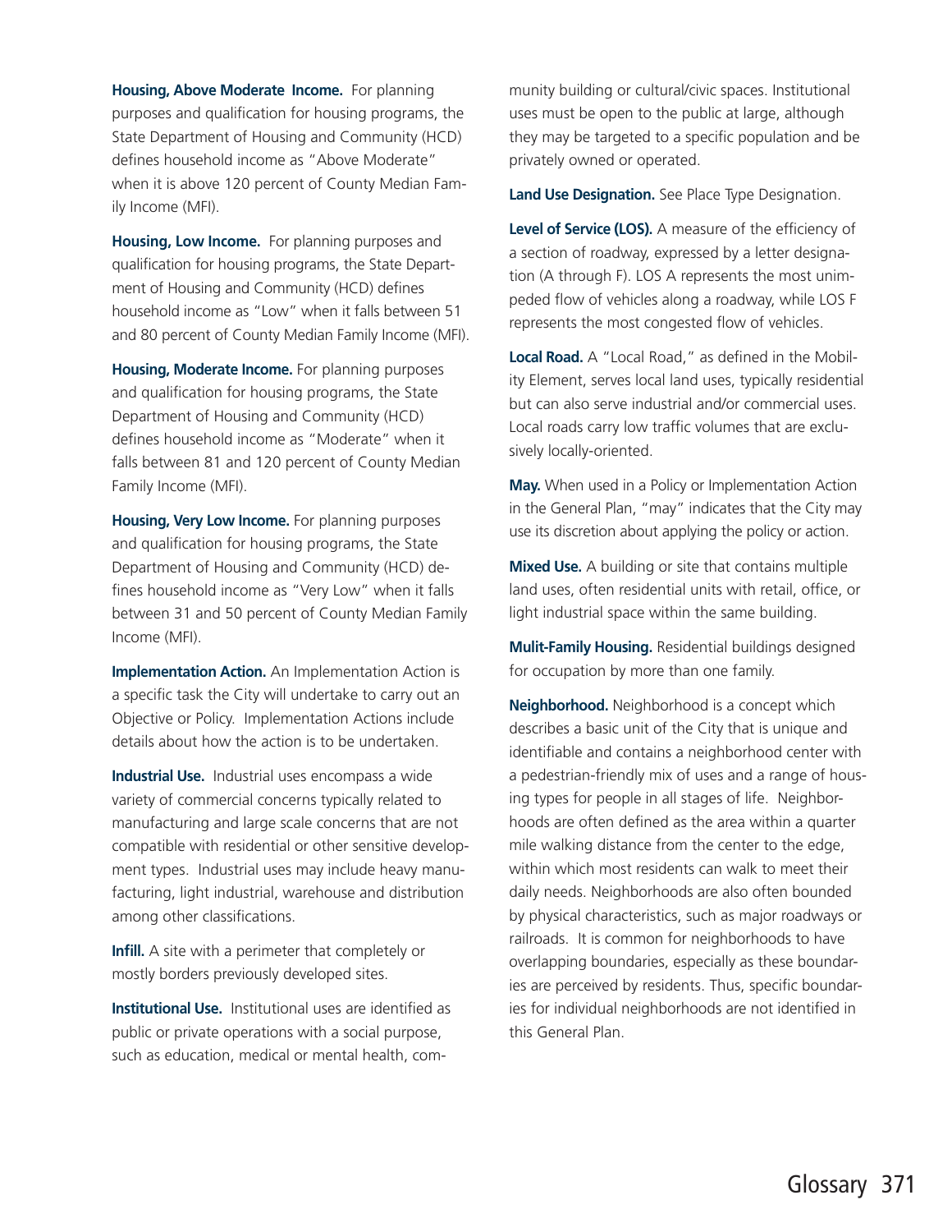**Housing, Above Moderate Income.** For planning purposes and qualification for housing programs, the State Department of Housing and Community (HCD) defines household income as "Above Moderate" when it is above 120 percent of County Median Family Income (MFI).

**Housing, Low Income.** For planning purposes and qualification for housing programs, the State Department of Housing and Community (HCD) defines household income as "Low" when it falls between 51 and 80 percent of County Median Family Income (MFI).

**Housing, Moderate Income.** For planning purposes and qualification for housing programs, the State Department of Housing and Community (HCD) defines household income as "Moderate" when it falls between 81 and 120 percent of County Median Family Income (MFI).

**Housing, Very Low Income.** For planning purposes and qualification for housing programs, the State Department of Housing and Community (HCD) defines household income as "Very Low" when it falls between 31 and 50 percent of County Median Family Income (MFI).

**Implementation Action.** An Implementation Action is a specific task the City will undertake to carry out an Objective or Policy. Implementation Actions include details about how the action is to be undertaken.

**Industrial Use.** Industrial uses encompass a wide variety of commercial concerns typically related to manufacturing and large scale concerns that are not compatible with residential or other sensitive development types. Industrial uses may include heavy manufacturing, light industrial, warehouse and distribution among other classifications.

**Infill.** A site with a perimeter that completely or mostly borders previously developed sites.

**Institutional Use.** Institutional uses are identified as public or private operations with a social purpose, such as education, medical or mental health, community building or cultural/civic spaces. Institutional uses must be open to the public at large, although they may be targeted to a specific population and be privately owned or operated.

**Land Use Designation.** See Place Type Designation.

**Level of Service (LOS).** A measure of the efficiency of a section of roadway, expressed by a letter designation (A through F). LOS A represents the most unimpeded flow of vehicles along a roadway, while LOS F represents the most congested flow of vehicles.

**Local Road.** A "Local Road," as defined in the Mobility Element, serves local land uses, typically residential but can also serve industrial and/or commercial uses. Local roads carry low traffic volumes that are exclusively locally-oriented.

**May.** When used in a Policy or Implementation Action in the General Plan, "may" indicates that the City may use its discretion about applying the policy or action.

**Mixed Use.** A building or site that contains multiple land uses, often residential units with retail, office, or light industrial space within the same building.

**Mulit-Family Housing.** Residential buildings designed for occupation by more than one family.

**Neighborhood.** Neighborhood is a concept which describes a basic unit of the City that is unique and identifiable and contains a neighborhood center with a pedestrian-friendly mix of uses and a range of housing types for people in all stages of life. Neighborhoods are often defined as the area within a quarter mile walking distance from the center to the edge, within which most residents can walk to meet their daily needs. Neighborhoods are also often bounded by physical characteristics, such as major roadways or railroads. It is common for neighborhoods to have overlapping boundaries, especially as these boundaries are perceived by residents. Thus, specific boundaries for individual neighborhoods are not identified in this General Plan.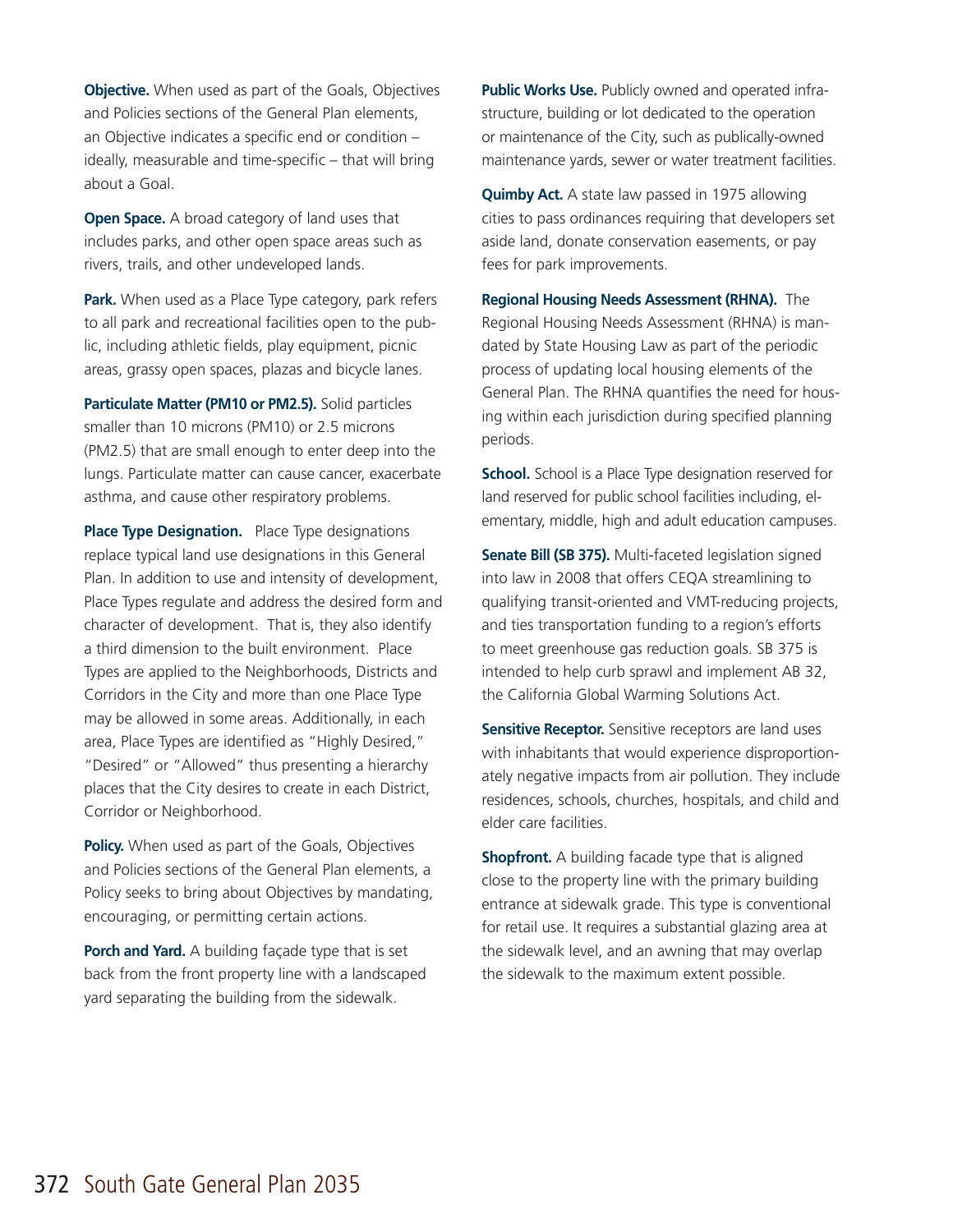**Objective.** When used as part of the Goals, Objectives and Policies sections of the General Plan elements, an Objective indicates a specific end or condition – ideally, measurable and time-specific – that will bring about a Goal.

**Open Space.** A broad category of land uses that includes parks, and other open space areas such as rivers, trails, and other undeveloped lands.

**Park.** When used as a Place Type category, park refers to all park and recreational facilities open to the public, including athletic fields, play equipment, picnic areas, grassy open spaces, plazas and bicycle lanes.

**Particulate Matter (PM10 or PM2.5).** Solid particles smaller than 10 microns (PM10) or 2.5 microns (PM2.5) that are small enough to enter deep into the lungs. Particulate matter can cause cancer, exacerbate asthma, and cause other respiratory problems.

**Place Type Designation.** Place Type designations replace typical land use designations in this General Plan. In addition to use and intensity of development, Place Types regulate and address the desired form and character of development. That is, they also identify a third dimension to the built environment. Place Types are applied to the Neighborhoods, Districts and Corridors in the City and more than one Place Type may be allowed in some areas. Additionally, in each area, Place Types are identified as "Highly Desired," "Desired" or "Allowed" thus presenting a hierarchy places that the City desires to create in each District, Corridor or Neighborhood.

**Policy.** When used as part of the Goals, Objectives and Policies sections of the General Plan elements, a Policy seeks to bring about Objectives by mandating, encouraging, or permitting certain actions.

**Porch and Yard.** A building façade type that is set back from the front property line with a landscaped yard separating the building from the sidewalk.

**Public Works Use.** Publicly owned and operated infrastructure, building or lot dedicated to the operation or maintenance of the City, such as publically-owned maintenance yards, sewer or water treatment facilities.

**Quimby Act.** A state law passed in 1975 allowing cities to pass ordinances requiring that developers set aside land, donate conservation easements, or pay fees for park improvements.

**Regional Housing Needs Assessment (RHNA).** The Regional Housing Needs Assessment (RHNA) is mandated by State Housing Law as part of the periodic process of updating local housing elements of the General Plan. The RHNA quantifies the need for housing within each jurisdiction during specified planning periods.

**School.** School is a Place Type designation reserved for land reserved for public school facilities including, elementary, middle, high and adult education campuses.

**Senate Bill (SB 375).** Multi-faceted legislation signed into law in 2008 that offers CEQA streamlining to qualifying transit-oriented and VMT-reducing projects, and ties transportation funding to a region's efforts to meet greenhouse gas reduction goals. SB 375 is intended to help curb sprawl and implement AB 32, the California Global Warming Solutions Act.

**Sensitive Receptor.** Sensitive receptors are land uses with inhabitants that would experience disproportionately negative impacts from air pollution. They include residences, schools, churches, hospitals, and child and elder care facilities.

**Shopfront.** A building facade type that is aligned close to the property line with the primary building entrance at sidewalk grade. This type is conventional for retail use. It requires a substantial glazing area at the sidewalk level, and an awning that may overlap the sidewalk to the maximum extent possible.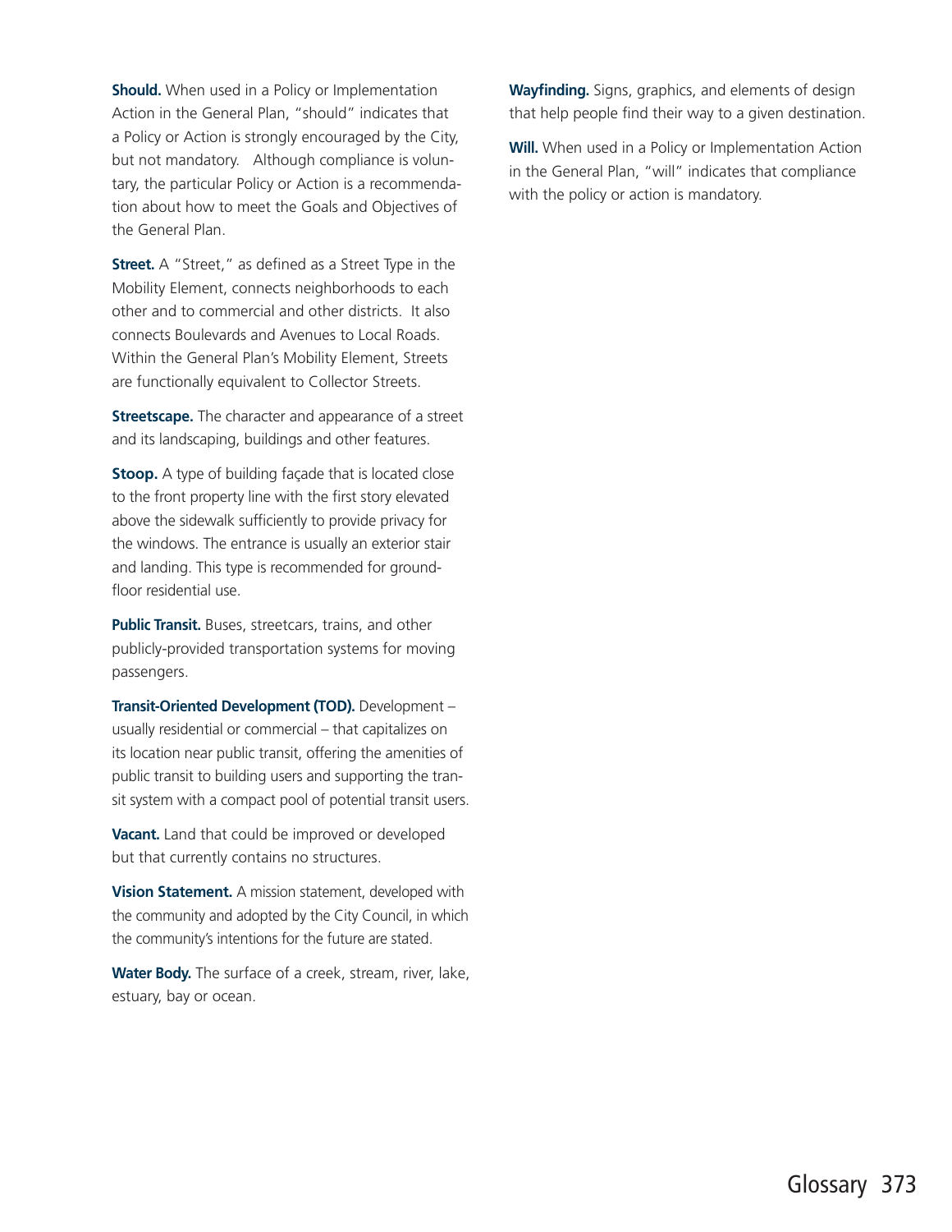**Should.** When used in a Policy or Implementation Action in the General Plan, "should" indicates that a Policy or Action is strongly encouraged by the City, but not mandatory.  Although compliance is voluntary, the particular Policy or Action is a recommendation about how to meet the Goals and Objectives of the General Plan.

**Street.** A "Street," as defined as a Street Type in the Mobility Element, connects neighborhoods to each other and to commercial and other districts.  It also connects Boulevards and Avenues to Local Roads. Within the General Plan's Mobility Element, Streets are functionally equivalent to Collector Streets.

**Streetscape.** The character and appearance of a street and its landscaping, buildings and other features.

**Stoop.** A type of building façade that is located close to the front property line with the first story elevated above the sidewalk sufficiently to provide privacy for the windows. The entrance is usually an exterior stair and landing. This type is recommended for ground-floor residential use.

**Public Transit.** Buses, streetcars, trains, and other publicly-provided transportation systems for moving passengers.

**Transit-Oriented Development (TOD).** Development – usually residential or commercial – that capitalizes on its location near public transit, offering the amenities of public transit to building users and supporting the transit system with a compact pool of potential transit users.

**Vacant.** Land that could be improved or developed but that currently contains no structures.

**Vision Statement.** A mission statement, developed with the community and adopted by the City Council, in which the community's intentions for the future are stated.

**Water Body.** The surface of a creek, stream, river, lake, estuary, bay or ocean.

**Wayfinding.** Signs, graphics, and elements of design that help people find their way to a given destination.

**Will.** When used in a Policy or Implementation Action in the General Plan, "will" indicates that compliance with the policy or action is mandatory.